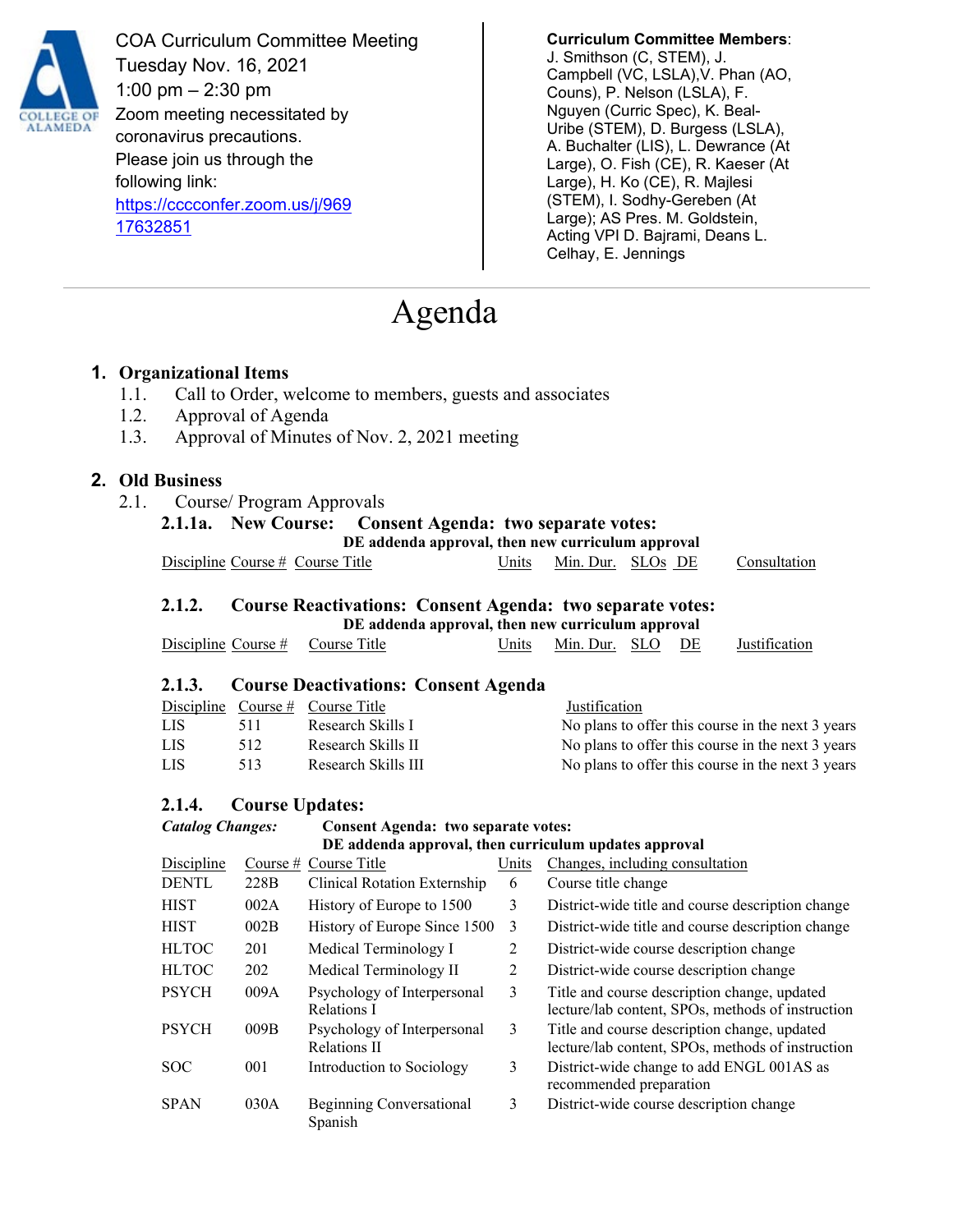COA Curriculum Committee Meeting
Tuesday Nov. 16, 2021
1:00 pm – 2:30 pm
Zoom meeting necessitated by coronavirus precautions.
Please join us through the following link:
https://cccconfer.zoom.us/j/96917632851

**Curriculum Committee Members**: J. Smithson (C, STEM), J. Campbell (VC, LSLA),V. Phan (AO, Couns), P. Nelson (LSLA), F. Nguyen (Curric Spec), K. Beal-Uribe (STEM), D. Burgess (LSLA), A. Buchalter (LIS), L. Dewrance (At Large), O. Fish (CE), R. Kaeser (At Large), H. Ko (CE), R. Majlesi (STEM), I. Sodhy-Gereben (At Large); AS Pres. M. Goldstein, Acting VPI D. Bajrami, Deans L. Celhay, E. Jennings

# Agenda

## 1. Organizational Items

1.1. Call to Order, welcome to members, guests and associates
1.2. Approval of Agenda
1.3. Approval of Minutes of Nov. 2, 2021 meeting

## 2. Old Business

2.1. Course/ Program Approvals

### 2.1.1a. New Course: Consent Agenda: two separate votes:

**DE addenda approval, then new curriculum approval**

| Discipline | Course # | Course Title | Units | Min. Dur. | SLOs | DE | Consultation |
|---|---|---|---|---|---|---|---|

### 2.1.2. Course Reactivations: Consent Agenda: two separate votes:

**DE addenda approval, then new curriculum approval**

| Discipline | Course # | Course Title | Units | Min. Dur. | SLO | DE | Justification |
|---|---|---|---|---|---|---|---|

### 2.1.3. Course Deactivations: Consent Agenda

| Discipline | Course # | Course Title | Justification |
|---|---|---|---|
| LIS | 511 | Research Skills I | No plans to offer this course in the next 3 years |
| LIS | 512 | Research Skills II | No plans to offer this course in the next 3 years |
| LIS | 513 | Research Skills III | No plans to offer this course in the next 3 years |

### 2.1.4. Course Updates:

***Catalog Changes:*** **Consent Agenda: two separate votes:**
**DE addenda approval, then curriculum updates approval**

| Discipline | Course # | Course Title | Units | Changes, including consultation |
|---|---|---|---|---|
| DENTL | 228B | Clinical Rotation Externship | 6 | Course title change |
| HIST | 002A | History of Europe to 1500 | 3 | District-wide title and course description change |
| HIST | 002B | History of Europe Since 1500 | 3 | District-wide title and course description change |
| HLTOC | 201 | Medical Terminology I | 2 | District-wide course description change |
| HLTOC | 202 | Medical Terminology II | 2 | District-wide course description change |
| PSYCH | 009A | Psychology of Interpersonal Relations I | 3 | Title and course description change, updated lecture/lab content, SPOs, methods of instruction |
| PSYCH | 009B | Psychology of Interpersonal Relations II | 3 | Title and course description change, updated lecture/lab content, SPOs, methods of instruction |
| SOC | 001 | Introduction to Sociology | 3 | District-wide change to add ENGL 001AS as recommended preparation |
| SPAN | 030A | Beginning Conversational Spanish | 3 | District-wide course description change |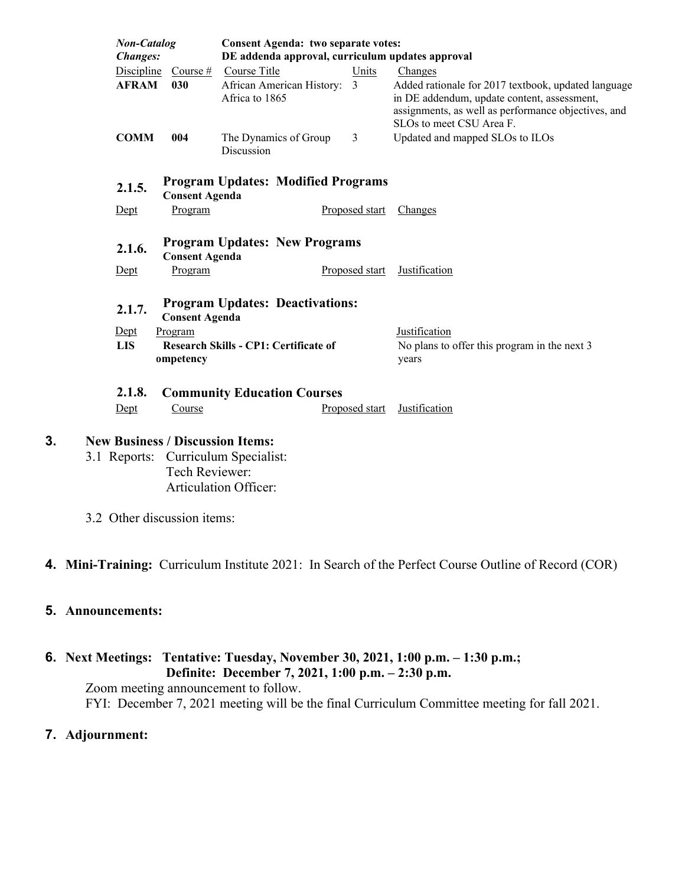***Non-Catalog Changes:*** **Consent Agenda: two separate votes: DE addenda approval, curriculum updates approval**

| Discipline | Course # | Course Title | Units | Changes |
|---|---|---|---|---|
| **AFRAM** | **030** | African American History: Africa to 1865 | 3 | Added rationale for 2017 textbook, updated language in DE addendum, update content, assessment, assignments, as well as performance objectives, and SLOs to meet CSU Area F. |
| **COMM** | **004** | The Dynamics of Group Discussion | 3 | Updated and mapped SLOs to ILOs |

### 2.1.5. Program Updates: Modified Programs
**Consent Agenda**

| Dept | Program | Proposed start | Changes |
|---|---|---|---|

### 2.1.6. Program Updates: New Programs
**Consent Agenda**

| Dept | Program | Proposed start | Justification |
|---|---|---|---|

### 2.1.7. Program Updates: Deactivations:
**Consent Agenda**

| Dept | Program | Justification |
|---|---|---|
| **LIS** | **Research Skills - CP1: Certificate of ompetency** | No plans to offer this program in the next 3 years |

### 2.1.8. Community Education Courses

| Dept | Course | Proposed start | Justification |
|---|---|---|---|

## 3. New Business / Discussion Items:

3.1 Reports: Curriculum Specialist:
Tech Reviewer:
Articulation Officer:

3.2 Other discussion items:

## 4. Mini-Training: Curriculum Institute 2021: In Search of the Perfect Course Outline of Record (COR)

## 5. Announcements:

## 6. Next Meetings: Tentative: Tuesday, November 30, 2021, 1:00 p.m. – 1:30 p.m.; Definite: December 7, 2021, 1:00 p.m. – 2:30 p.m.

Zoom meeting announcement to follow.
FYI: December 7, 2021 meeting will be the final Curriculum Committee meeting for fall 2021.

## 7. Adjournment: